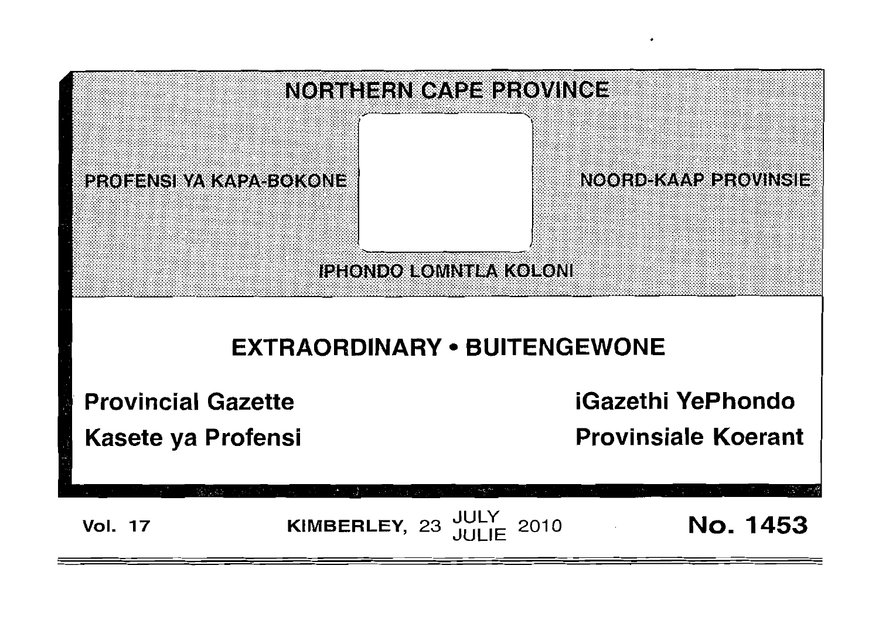# NORTHERN CAPE PROVINCE

PROFENSI YA KAPA-BOKONE

NOORD-KAAP PROVINSIE

IPHONDO LOMNTLA KOLONI

## EXTRAORDINARY • BUITENGEWONE

**Provincial Gazette**

**iGazethi YePhondo**

**Kasete ya Profensi**

**Provinsiale Koerant**

**Vol. 17** | **KIMBERLEY, 23 JULY JULIE 2010** | **No. 1453**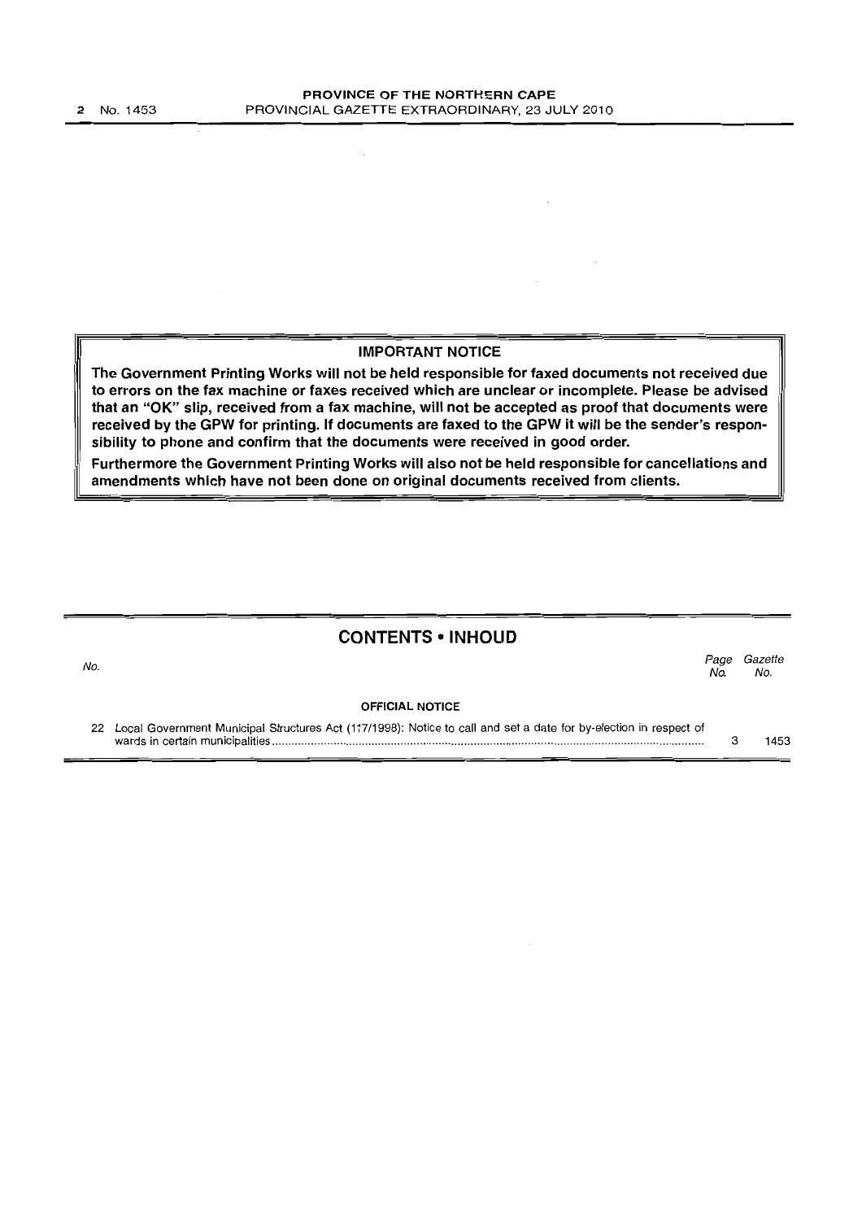**IMPORTANT NOTICE**

**The Government Printing Works will not be held responsible for faxed documents not received due to errors on the fax machine or faxes received which are unclear or incomplete. Please be advised that an "OK" slip, received from a fax machine, will not be accepted as proof that documents were received by the GPW for printing. If documents are faxed to the GPW it will be the sender's responsibility to phone and confirm that the documents were received in good order.**

**Furthermore the Government Printing Works will also not be held responsible for cancellations and amendments which have not been done on original documents received from clients.**

## CONTENTS • INHOUD

| *No.* | | *Page No.* | *Gazette No.* |
|---|---|---|---|
| | **OFFICIAL NOTICE** | | |
| 22 | Local Government Municipal Structures Act (117/1998): Notice to call and set a date for by-election in respect of wards in certain municipalities | 3 | 1453 |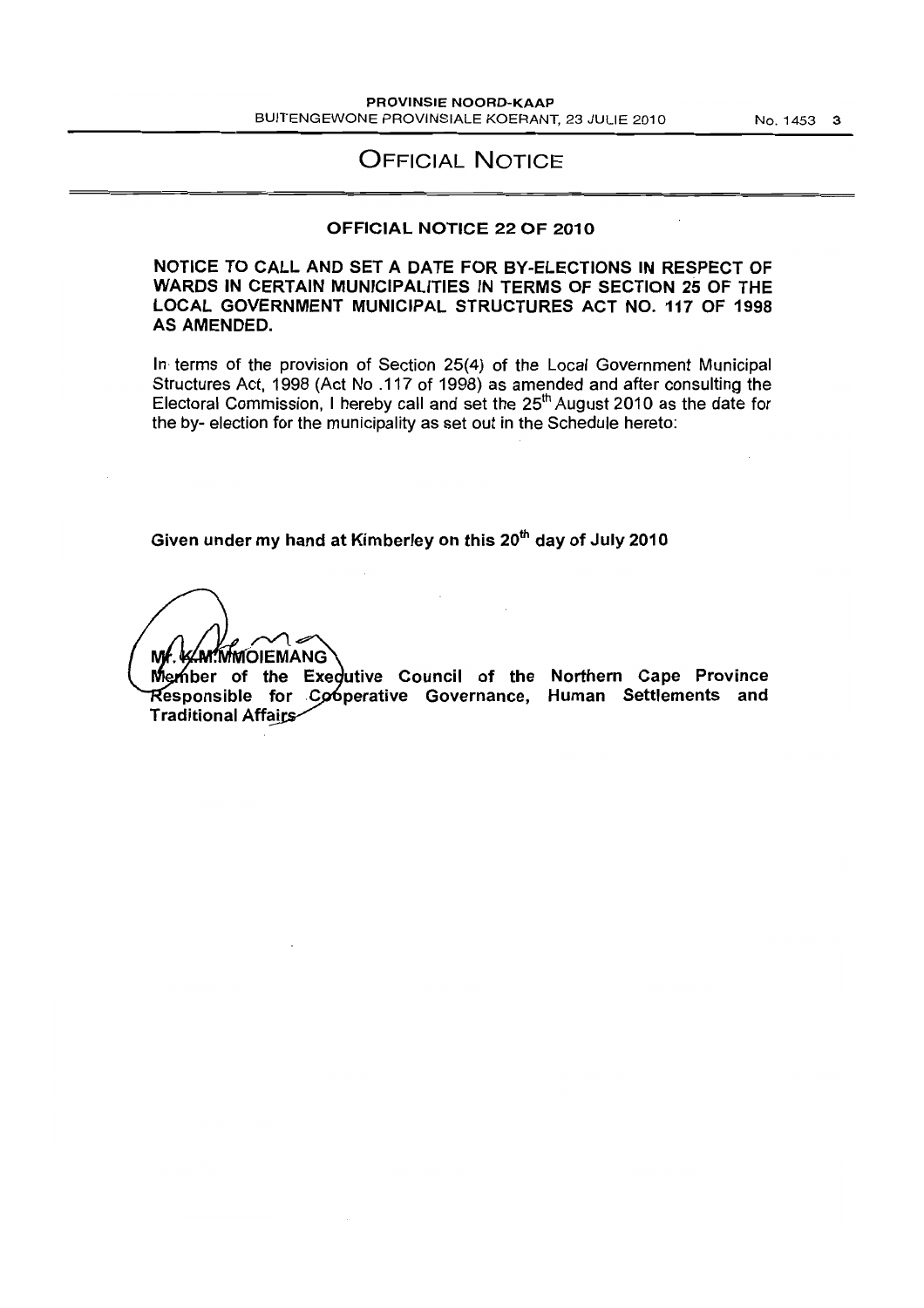# OFFICIAL NOTICE

## OFFICIAL NOTICE 22 OF 2010

**NOTICE TO CALL AND SET A DATE FOR BY-ELECTIONS IN RESPECT OF WARDS IN CERTAIN MUNICIPALITIES IN TERMS OF SECTION 25 OF THE LOCAL GOVERNMENT MUNICIPAL STRUCTURES ACT NO. 117 OF 1998 AS AMENDED.**

In terms of the provision of Section 25(4) of the Local Government Municipal Structures Act, 1998 (Act No .117 of 1998) as amended and after consulting the Electoral Commission, I hereby call and set the 25th August 2010 as the date for the by- election for the municipality as set out in the Schedule hereto:

**Given under my hand at Kimberley on this 20th day of July 2010**

**Mr. K.M. MMOIEMANG**
**Member of the Executive Council of the Northern Cape Province Responsible for Cooperative Governance, Human Settlements and Traditional Affairs**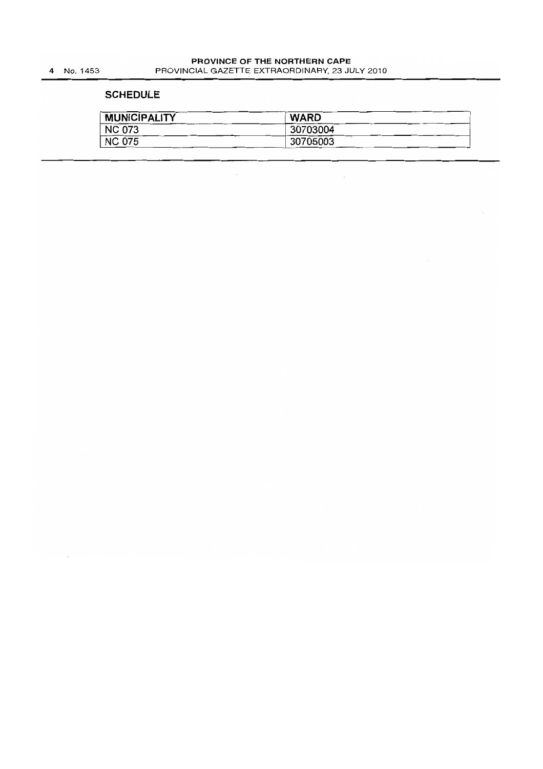**SCHEDULE**

| MUNICIPALITY | WARD |
| --- | --- |
| NC 073 | 30703004 |
| NC 075 | 30705003 |